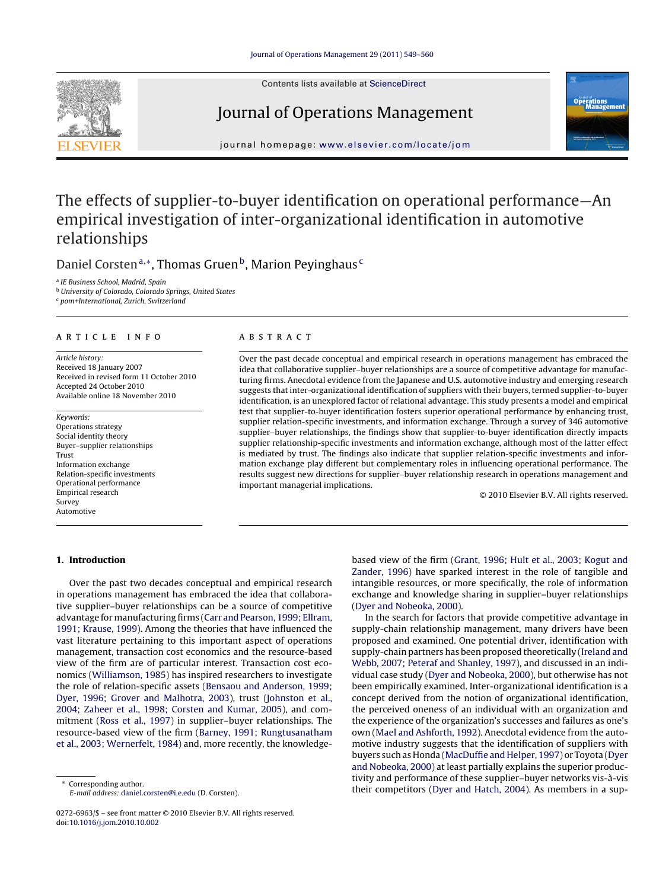# The effects of supplier-to-buyer identification on operational performance—An empirical investigation of inter-organizational identification in automotive relationships

Daniel Corsten[a,*], Thomas Gruen[b], Marion Peyinghaus[c]

[a] IE Business School, Madrid, Spain
[b] University of Colorado, Colorado Springs, United States
[c] pom+International, Zurich, Switzerland

## ARTICLE INFO

*Article history:*
Received 18 January 2007
Received in revised form 11 October 2010
Accepted 24 October 2010
Available online 18 November 2010

*Keywords:*
Operations strategy
Social identity theory
Buyer–supplier relationships
Trust
Information exchange
Relation-specific investments
Operational performance
Empirical research
Survey
Automotive

## ABSTRACT

Over the past decade conceptual and empirical research in operations management has embraced the idea that collaborative supplier–buyer relationships are a source of competitive advantage for manufacturing firms. Anecdotal evidence from the Japanese and U.S. automotive industry and emerging research suggests that inter-organizational identification of suppliers with their buyers, termed supplier-to-buyer identification, is an unexplored factor of relational advantage. This study presents a model and empirical test that supplier-to-buyer identification fosters superior operational performance by enhancing trust, supplier relation-specific investments, and information exchange. Through a survey of 346 automotive supplier–buyer relationships, the findings show that supplier-to-buyer identification directly impacts supplier relationship-specific investments and information exchange, although most of the latter effect is mediated by trust. The findings also indicate that supplier relation-specific investments and information exchange play different but complementary roles in influencing operational performance. The results suggest new directions for supplier–buyer relationship research in operations management and important managerial implications.

© 2010 Elsevier B.V. All rights reserved.

## 1. Introduction

Over the past two decades conceptual and empirical research in operations management has embraced the idea that collaborative supplier–buyer relationships can be a source of competitive advantage for manufacturing firms (Carr and Pearson, 1999; Ellram, 1991; Krause, 1999). Among the theories that have influenced the vast literature pertaining to this important aspect of operations management, transaction cost economics and the resource-based view of the firm are of particular interest. Transaction cost economics (Williamson, 1985) has inspired researchers to investigate the role of relation-specific assets (Bensaou and Anderson, 1999; Dyer, 1996; Grover and Malhotra, 2003), trust (Johnston et al., 2004; Zaheer et al., 1998; Corsten and Kumar, 2005), and commitment (Ross et al., 1997) in supplier–buyer relationships. The resource-based view of the firm (Barney, 1991; Rungtusanatham et al., 2003; Wernerfelt, 1984) and, more recently, the knowledge-based view of the firm (Grant, 1996; Hult et al., 2003; Kogut and Zander, 1996) have sparked interest in the role of tangible and intangible resources, or more specifically, the role of information exchange and knowledge sharing in supplier–buyer relationships (Dyer and Nobeoka, 2000).

In the search for factors that provide competitive advantage in supply-chain relationship management, many drivers have been proposed and examined. One potential driver, identification with supply-chain partners has been proposed theoretically (Ireland and Webb, 2007; Peteraf and Shanley, 1997), and discussed in an individual case study (Dyer and Nobeoka, 2000), but otherwise has not been empirically examined. Inter-organizational identification is a concept derived from the notion of organizational identification, the perceived oneness of an individual with an organization and the experience of the organization's successes and failures as one's own (Mael and Ashforth, 1992). Anecdotal evidence from the automotive industry suggests that the identification of suppliers with buyers such as Honda (MacDuffie and Helper, 1997) or Toyota (Dyer and Nobeoka, 2000) at least partially explains the superior productivity and performance of these supplier–buyer networks vis-à-vis their competitors (Dyer and Hatch, 2004). As members in a sup-

\* Corresponding author.
*E-mail address:* daniel.corsten@i.e.edu (D. Corsten).

0272-6963/$ – see front matter © 2010 Elsevier B.V. All rights reserved.
doi:10.1016/j.jom.2010.10.002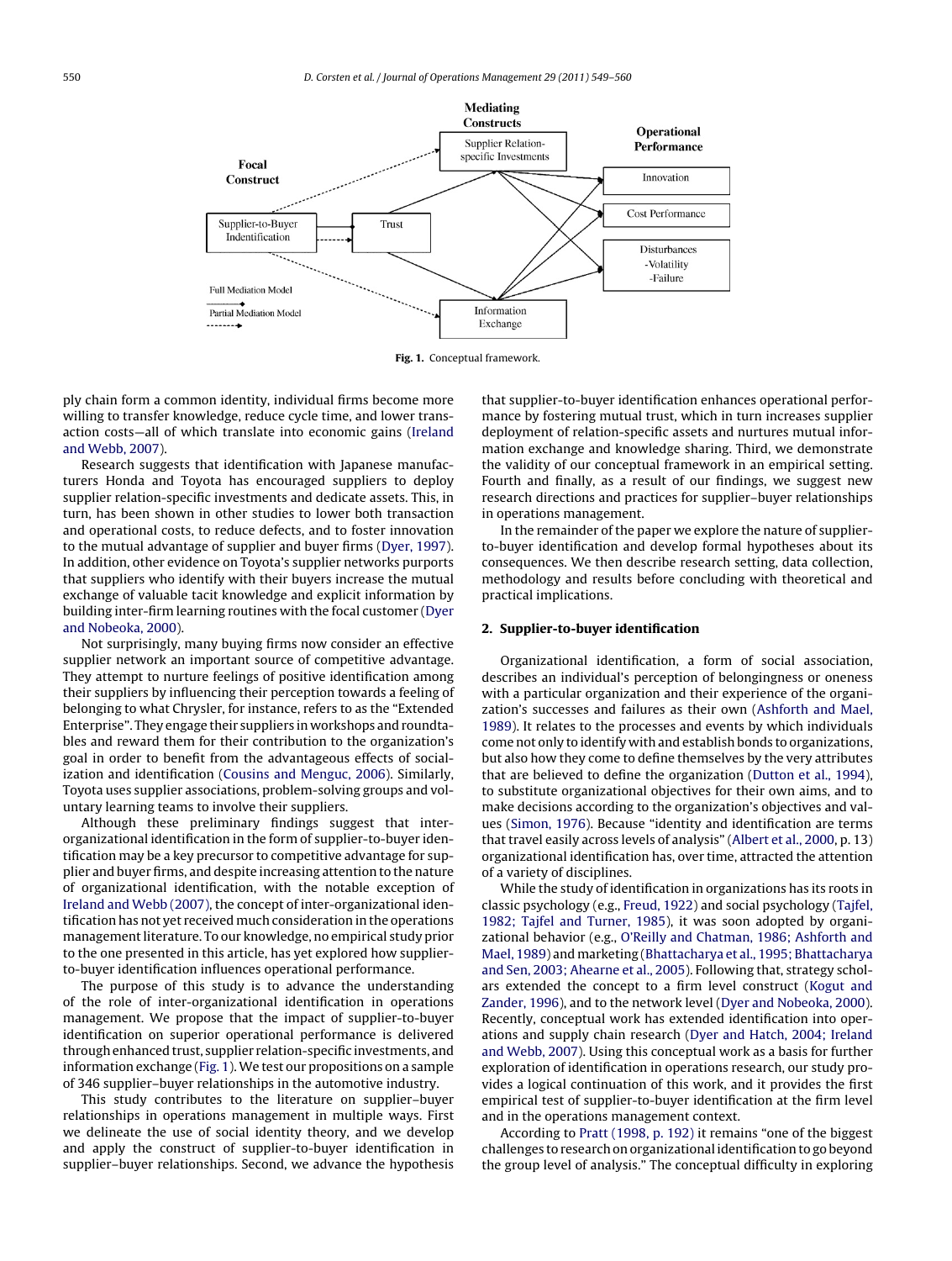**Fig. 1.** Conceptual framework.

ply chain form a common identity, individual firms become more willing to transfer knowledge, reduce cycle time, and lower transaction costs—all of which translate into economic gains (Ireland and Webb, 2007).

Research suggests that identification with Japanese manufacturers Honda and Toyota has encouraged suppliers to deploy supplier relation-specific investments and dedicate assets. This, in turn, has been shown in other studies to lower both transaction and operational costs, to reduce defects, and to foster innovation to the mutual advantage of supplier and buyer firms (Dyer, 1997). In addition, other evidence on Toyota's supplier networks purports that suppliers who identify with their buyers increase the mutual exchange of valuable tacit knowledge and explicit information by building inter-firm learning routines with the focal customer (Dyer and Nobeoka, 2000).

Not surprisingly, many buying firms now consider an effective supplier network an important source of competitive advantage. They attempt to nurture feelings of positive identification among their suppliers by influencing their perception towards a feeling of belonging to what Chrysler, for instance, refers to as the "Extended Enterprise". They engage their suppliers in workshops and roundtables and reward them for their contribution to the organization's goal in order to benefit from the advantageous effects of socialization and identification (Cousins and Menguc, 2006). Similarly, Toyota uses supplier associations, problem-solving groups and voluntary learning teams to involve their suppliers.

Although these preliminary findings suggest that inter-organizational identification in the form of supplier-to-buyer identification may be a key precursor to competitive advantage for supplier and buyer firms, and despite increasing attention to the nature of organizational identification, with the notable exception of Ireland and Webb (2007), the concept of inter-organizational identification has not yet received much consideration in the operations management literature. To our knowledge, no empirical study prior to the one presented in this article, has yet explored how supplier-to-buyer identification influences operational performance.

The purpose of this study is to advance the understanding of the role of inter-organizational identification in operations management. We propose that the impact of supplier-to-buyer identification on superior operational performance is delivered through enhanced trust, supplier relation-specific investments, and information exchange (Fig. 1). We test our propositions on a sample of 346 supplier–buyer relationships in the automotive industry.

This study contributes to the literature on supplier–buyer relationships in operations management in multiple ways. First we delineate the use of social identity theory, and we develop and apply the construct of supplier-to-buyer identification in supplier–buyer relationships. Second, we advance the hypothesis that supplier-to-buyer identification enhances operational performance by fostering mutual trust, which in turn increases supplier deployment of relation-specific assets and nurtures mutual information exchange and knowledge sharing. Third, we demonstrate the validity of our conceptual framework in an empirical setting. Fourth and finally, as a result of our findings, we suggest new research directions and practices for supplier–buyer relationships in operations management.

In the remainder of the paper we explore the nature of supplier-to-buyer identification and develop formal hypotheses about its consequences. We then describe research setting, data collection, methodology and results before concluding with theoretical and practical implications.

## 2. Supplier-to-buyer identification

Organizational identification, a form of social association, describes an individual's perception of belongingness or oneness with a particular organization and their experience of the organization's successes and failures as their own (Ashforth and Mael, 1989). It relates to the processes and events by which individuals come not only to identify with and establish bonds to organizations, but also how they come to define themselves by the very attributes that are believed to define the organization (Dutton et al., 1994), to substitute organizational objectives for their own aims, and to make decisions according to the organization's objectives and values (Simon, 1976). Because "identity and identification are terms that travel easily across levels of analysis" (Albert et al., 2000, p. 13) organizational identification has, over time, attracted the attention of a variety of disciplines.

While the study of identification in organizations has its roots in classic psychology (e.g., Freud, 1922) and social psychology (Tajfel, 1982; Tajfel and Turner, 1985), it was soon adopted by organizational behavior (e.g., O'Reilly and Chatman, 1986; Ashforth and Mael, 1989) and marketing (Bhattacharya et al., 1995; Bhattacharya and Sen, 2003; Ahearne et al., 2005). Following that, strategy scholars extended the concept to a firm level construct (Kogut and Zander, 1996), and to the network level (Dyer and Nobeoka, 2000). Recently, conceptual work has extended identification into operations and supply chain research (Dyer and Hatch, 2004; Ireland and Webb, 2007). Using this conceptual work as a basis for further exploration of identification in operations research, our study provides a logical continuation of this work, and it provides the first empirical test of supplier-to-buyer identification at the firm level and in the operations management context.

According to Pratt (1998, p. 192) it remains "one of the biggest challenges to research on organizational identification to go beyond the group level of analysis." The conceptual difficulty in exploring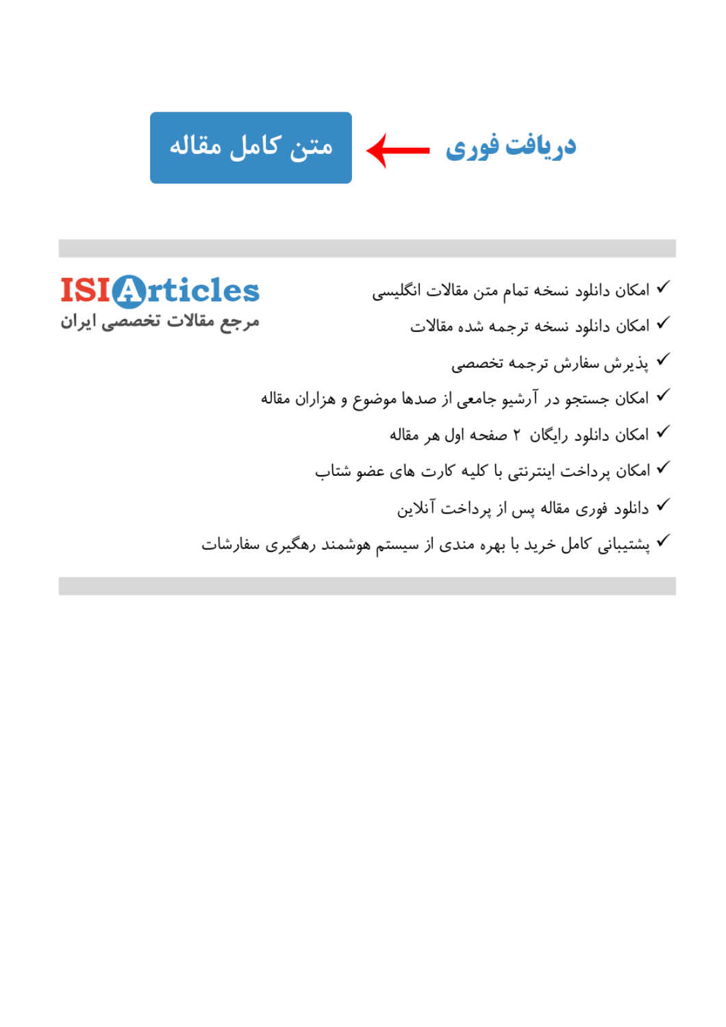دریافت فوری ← **متن کامل مقاله**

**ISIArticles**
مرجع مقالات تخصصی ایران

- ✓ امکان دانلود نسخه تمام متن مقالات انگلیسی
- ✓ امکان دانلود نسخه ترجمه شده مقالات
- ✓ پذیرش سفارش ترجمه تخصصی
- ✓ امکان جستجو در آرشیو جامعی از صدها موضوع و هزاران مقاله
- ✓ امکان دانلود رایگان ۲ صفحه اول هر مقاله
- ✓ امکان پرداخت اینترنتی با کلیه کارت های عضو شتاب
- ✓ دانلود فوری مقاله پس از پرداخت آنلاین
- ✓ پشتیبانی کامل خرید با بهره مندی از سیستم هوشمند رهگیری سفارشات